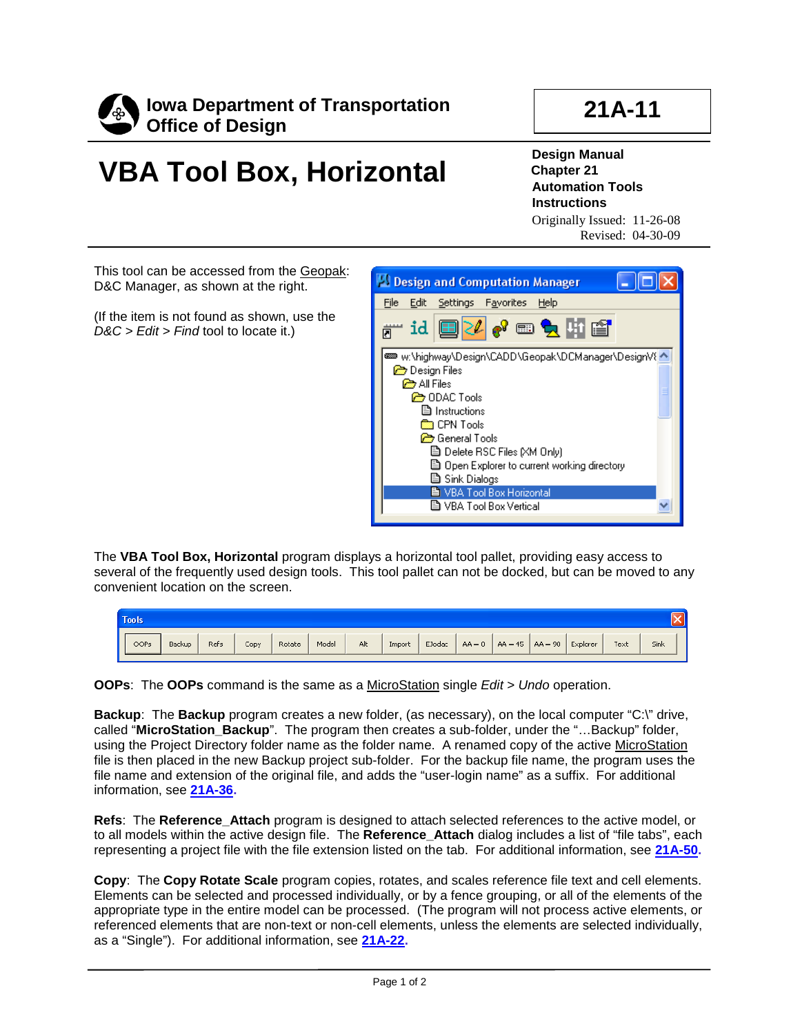**Iowa Department of Transportation**
**Office of Design**

**21A-11**

# VBA Tool Box, Horizontal

**Design Manual**
**Chapter 21**
**Automation Tools**
**Instructions**
Originally Issued: 11-26-08
Revised: 04-30-09

This tool can be accessed from the Geopak: D&C Manager, as shown at the right.

(If the item is not found as shown, use the *D&C > Edit > Find* tool to locate it.)

The **VBA Tool Box, Horizontal** program displays a horizontal tool pallet, providing easy access to several of the frequently used design tools. This tool pallet can not be docked, but can be moved to any convenient location on the screen.

**OOPs**: The **OOPs** command is the same as a MicroStation single *Edit > Undo* operation.

**Backup**: The **Backup** program creates a new folder, (as necessary), on the local computer "C:\" drive, called "**MicroStation_Backup**". The program then creates a sub-folder, under the "…Backup" folder, using the Project Directory folder name as the folder name. A renamed copy of the active MicroStation file is then placed in the new Backup project sub-folder. For the backup file name, the program uses the file name and extension of the original file, and adds the "user-login name" as a suffix. For additional information, see **21A-36.**

**Refs**: The **Reference_Attach** program is designed to attach selected references to the active model, or to all models within the active design file. The **Reference_Attach** dialog includes a list of "file tabs", each representing a project file with the file extension listed on the tab. For additional information, see **21A-50.**

**Copy**: The **Copy Rotate Scale** program copies, rotates, and scales reference file text and cell elements. Elements can be selected and processed individually, or by a fence grouping, or all of the elements of the appropriate type in the entire model can be processed. (The program will not process active elements, or referenced elements that are non-text or non-cell elements, unless the elements are selected individually, as a "Single"). For additional information, see **21A-22.**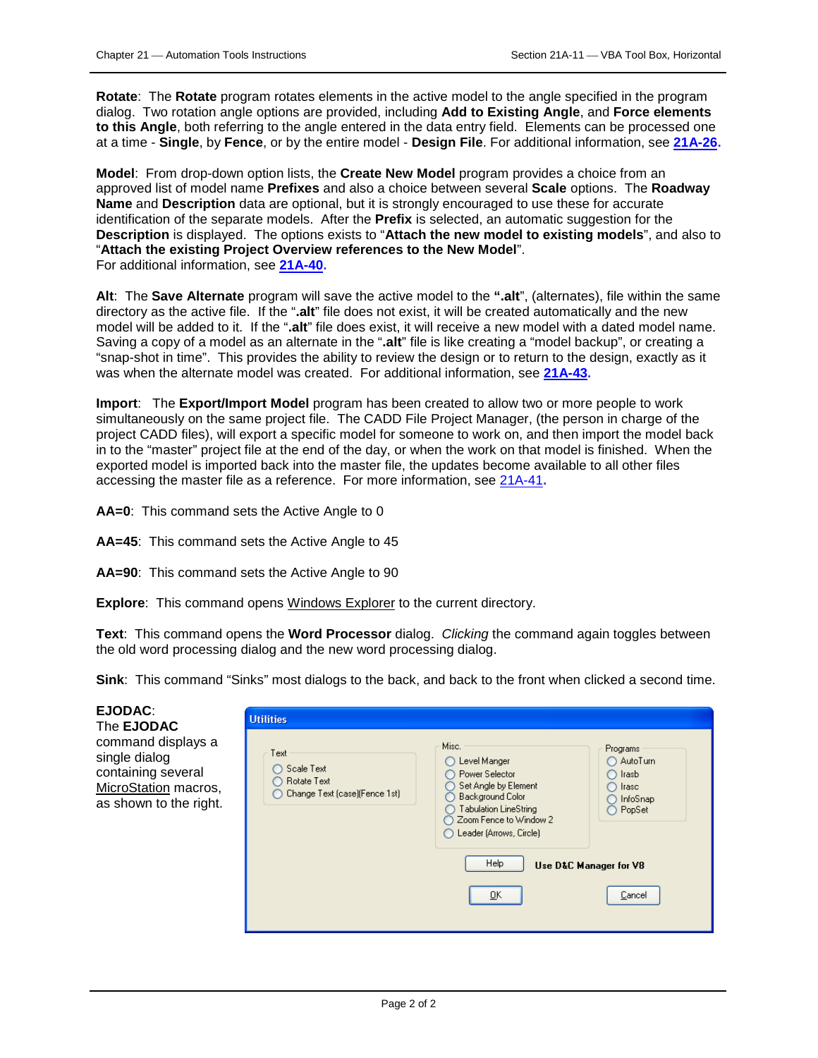**Rotate**: The **Rotate** program rotates elements in the active model to the angle specified in the program dialog. Two rotation angle options are provided, including **Add to Existing Angle**, and **Force elements to this Angle**, both referring to the angle entered in the data entry field. Elements can be processed one at a time - **Single**, by **Fence**, or by the entire model - **Design File**. For additional information, see **21A-26.**

**Model**: From drop-down option lists, the **Create New Model** program provides a choice from an approved list of model name **Prefixes** and also a choice between several **Scale** options. The **Roadway Name** and **Description** data are optional, but it is strongly encouraged to use these for accurate identification of the separate models. After the **Prefix** is selected, an automatic suggestion for the **Description** is displayed. The options exists to "**Attach the new model to existing models**", and also to "**Attach the existing Project Overview references to the New Model**".
For additional information, see **21A-40.**

**Alt**: The **Save Alternate** program will save the active model to the "**.alt**", (alternates), file within the same directory as the active file. If the "**.alt**" file does not exist, it will be created automatically and the new model will be added to it. If the "**.alt**" file does exist, it will receive a new model with a dated model name. Saving a copy of a model as an alternate in the "**.alt**" file is like creating a "model backup", or creating a "snap-shot in time". This provides the ability to review the design or to return to the design, exactly as it was when the alternate model was created. For additional information, see **21A-43.**

**Import**: The **Export/Import Model** program has been created to allow two or more people to work simultaneously on the same project file. The CADD File Project Manager, (the person in charge of the project CADD files), will export a specific model for someone to work on, and then import the model back in to the "master" project file at the end of the day, or when the work on that model is finished. When the exported model is imported back into the master file, the updates become available to all other files accessing the master file as a reference. For more information, see 21A-41**.**

**AA=0**: This command sets the Active Angle to 0

**AA=45**: This command sets the Active Angle to 45

**AA=90**: This command sets the Active Angle to 90

**Explore**: This command opens Windows Explorer to the current directory.

**Text**: This command opens the **Word Processor** dialog. *Clicking* the command again toggles between the old word processing dialog and the new word processing dialog.

**Sink**: This command "Sinks" most dialogs to the back, and back to the front when clicked a second time.

**EJODAC**:
The **EJODAC** command displays a single dialog containing several MicroStation macros, as shown to the right.

Utilities

Text
- Scale Text
- Rotate Text
- Change Text (case)(Fence 1st)

Misc.
- Level Manger
- Power Selector
- Set Angle by Element
- Background Color
- Tabulation LineString
- Zoom Fence to Window 2
- Leader (Arrows, Circle)

Programs
- AutoTurn
- Irasb
- Irasc
- InfoSnap
- PopSet

Help
Use D&C Manager for V8
OK
Cancel